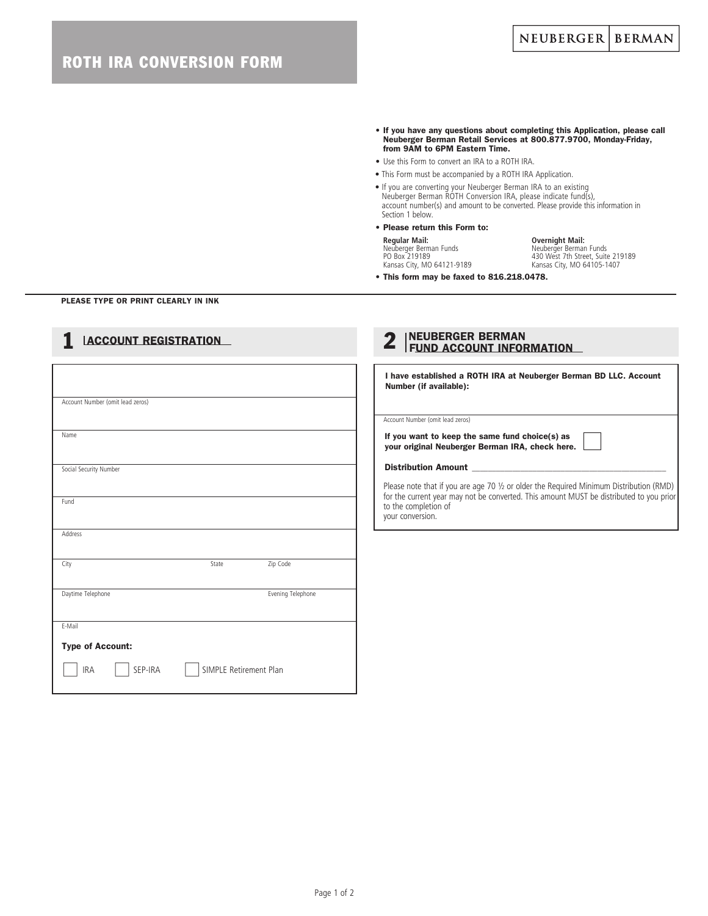# ROTH IRA CONVERSION FORM

NEUBERGER | BERMAN

- **If you have any questions about completing this Application, please call Neuberger Berman Retail Services at 800.877.9700, Monday-Friday, from 9AM to 6PM Eastern Time.**
- Use this Form to convert an IRA to a ROTH IRA.
- This Form must be accompanied by a ROTH IRA Application.
- If you are converting your Neuberger Berman IRA to an existing Neuberger Berman ROTH Conversion IRA, please indicate fund(s), account number(s) and amount to be converted. Please provide this information in Section 1 below.
- **Please return this Form to:**

**Regular Mail:**
Neuberger Berman Funds
PO Box 219189
Kansas City, MO 64121-9189

**Overnight Mail:**
Neuberger Berman Funds
430 West 7th Street, Suite 219189
Kansas City, MO 64105-1407

- **This form may be faxed to 816.218.0478.**

**PLEASE TYPE OR PRINT CLEARLY IN INK**

## 1 ACCOUNT REGISTRATION

Account Number (omit lead zeros)

Name

Social Security Number

Fund

Address

City | State | Zip Code

Daytime Telephone | Evening Telephone

E-Mail

**Type of Account:**

☐ IRA ☐ SEP-IRA ☐ SIMPLE Retirement Plan

## 2 NEUBERGER BERMAN FUND ACCOUNT INFORMATION

**I have established a ROTH IRA at Neuberger Berman BD LLC. Account Number (if available):**

Account Number (omit lead zeros)

**If you want to keep the same fund choice(s) as your original Neuberger Berman IRA, check here.** ☐

**Distribution Amount** ______________________________

Please note that if you are age 70 ½ or older the Required Minimum Distribution (RMD) for the current year may not be converted. This amount MUST be distributed to you prior to the completion of your conversion.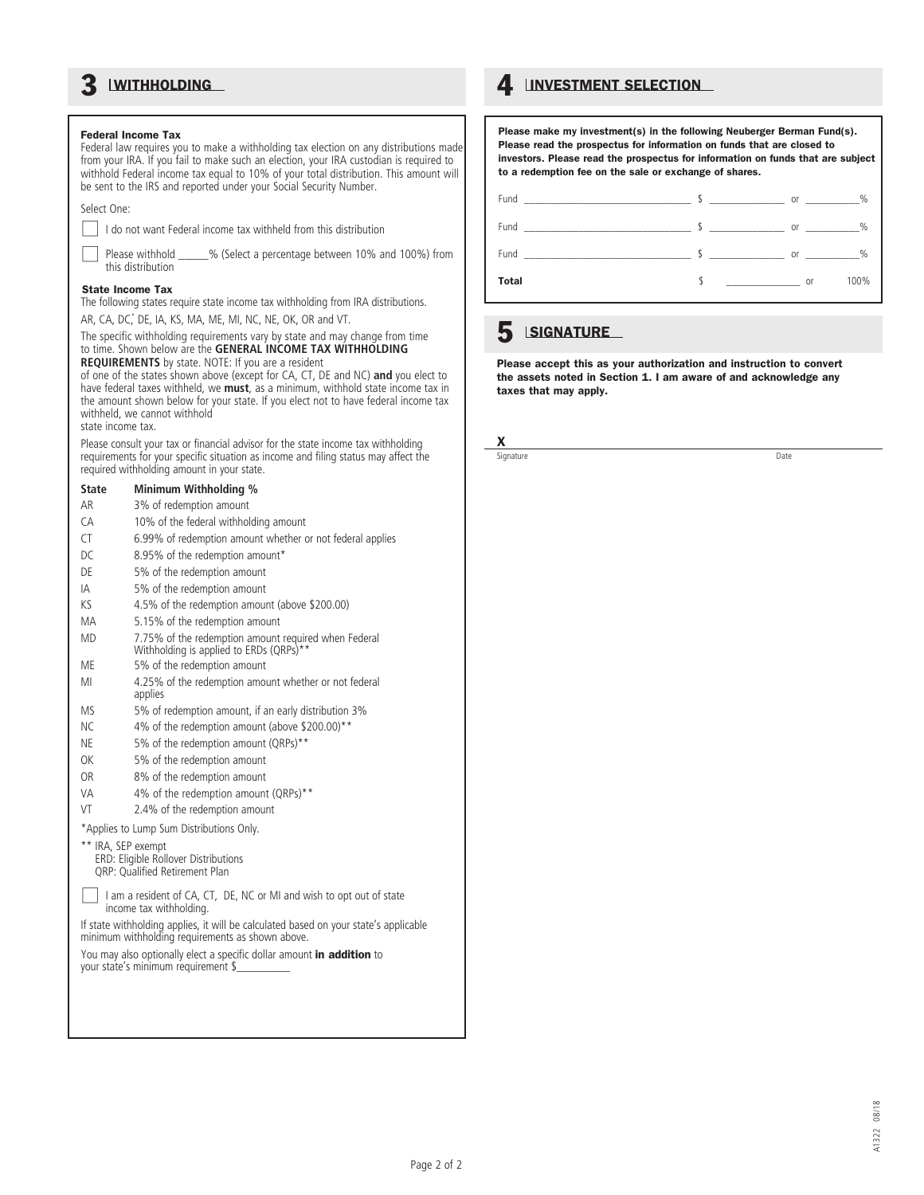## 3 WITHHOLDING

**Federal Income Tax**

Federal law requires you to make a withholding tax election on any distributions made from your IRA. If you fail to make such an election, your IRA custodian is required to withhold Federal income tax equal to 10% of your total distribution. This amount will be sent to the IRS and reported under your Social Security Number.

Select One:

☐ I do not want Federal income tax withheld from this distribution

☐ Please withhold ______% (Select a percentage between 10% and 100%) from this distribution

**State Income Tax**

The following states require state income tax withholding from IRA distributions.

AR, CA, DC,* DE, IA, KS, MA, ME, MI, NC, NE, OK, OR and VT.

The specific withholding requirements vary by state and may change from time to time. Shown below are the **GENERAL INCOME TAX WITHHOLDING REQUIREMENTS** by state. NOTE: If you are a resident of one of the states shown above (except for CA, CT, DE and NC) **and** you elect to have federal taxes withheld, we **must**, as a minimum, withhold state income tax in the amount shown below for your state. If you elect not to have federal income tax withheld, we cannot withhold state income tax.

Please consult your tax or financial advisor for the state income tax withholding requirements for your specific situation as income and filing status may affect the required withholding amount in your state.

| State | Minimum Withholding % |
|---|---|
| AR | 3% of redemption amount |
| CA | 10% of the federal withholding amount |
| CT | 6.99% of redemption amount whether or not federal applies |
| DC | 8.95% of the redemption amount* |
| DE | 5% of the redemption amount |
| IA | 5% of the redemption amount |
| KS | 4.5% of the redemption amount (above $200.00) |
| MA | 5.15% of the redemption amount |
| MD | 7.75% of the redemption amount required when Federal Withholding is applied to ERDs (QRPs)** |
| ME | 5% of the redemption amount |
| MI | 4.25% of the redemption amount whether or not federal applies |
| MS | 5% of redemption amount, if an early distribution 3% |
| NC | 4% of the redemption amount (above $200.00)** |
| NE | 5% of the redemption amount (QRPs)** |
| OK | 5% of the redemption amount |
| OR | 8% of the redemption amount |
| VA | 4% of the redemption amount (QRPs)** |
| VT | 2.4% of the redemption amount |

*Applies to Lump Sum Distributions Only.

** IRA, SEP exempt
ERD: Eligible Rollover Distributions
QRP: Qualified Retirement Plan

☐ I am a resident of CA, CT, DE, NC or MI and wish to opt out of state income tax withholding.

If state withholding applies, it will be calculated based on your state's applicable minimum withholding requirements as shown above.

You may also optionally elect a specific dollar amount **in addition** to your state's minimum requirement $__________

## 4 INVESTMENT SELECTION

**Please make my investment(s) in the following Neuberger Berman Fund(s). Please read the prospectus for information on funds that are closed to investors. Please read the prospectus for information on funds that are subject to a redemption fee on the sale or exchange of shares.**

| | | | | |
|---|---|---|---|---|
| Fund ______________________________ | $ ______________ | or | __________% |
| Fund ______________________________ | $ ______________ | or | __________% |
| Fund ______________________________ | $ ______________ | or | __________% |
| **Total** | $ ______________ | or | 100% |

## 5 SIGNATURE

**Please accept this as your authorization and instruction to convert the assets noted in Section 1. I am aware of and acknowledge any taxes that may apply.**

**X** ______________________________________________

Signature Date

A1322 08/18